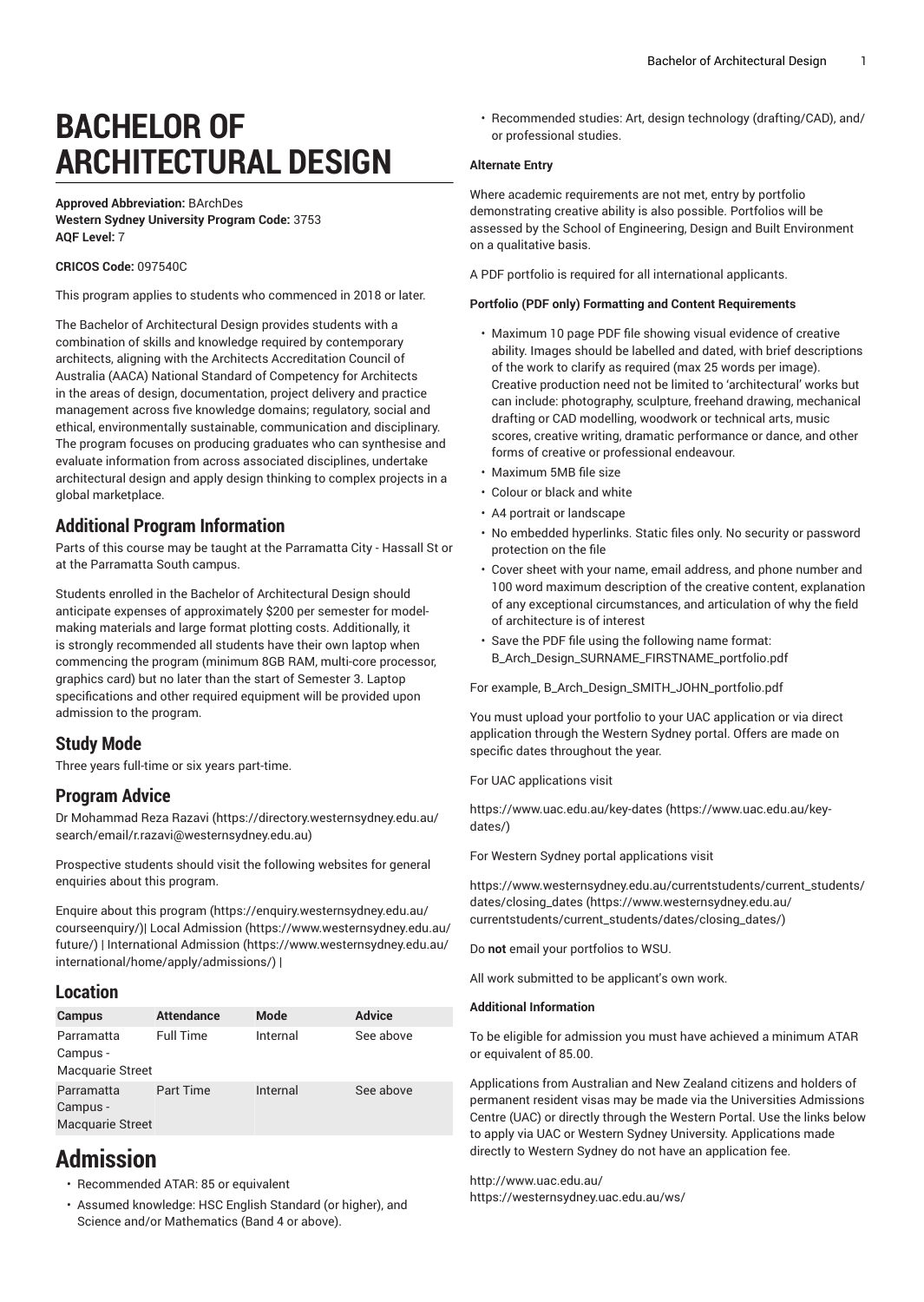# BACHELOR OF ARCHITECTURAL DESIGN

**Approved Abbreviation:** BArchDes
**Western Sydney University Program Code:** 3753
**AQF Level:** 7

**CRICOS Code:** 097540C

This program applies to students who commenced in 2018 or later.

The Bachelor of Architectural Design provides students with a combination of skills and knowledge required by contemporary architects, aligning with the Architects Accreditation Council of Australia (AACA) National Standard of Competency for Architects in the areas of design, documentation, project delivery and practice management across five knowledge domains; regulatory, social and ethical, environmentally sustainable, communication and disciplinary. The program focuses on producing graduates who can synthesise and evaluate information from across associated disciplines, undertake architectural design and apply design thinking to complex projects in a global marketplace.

## Additional Program Information

Parts of this course may be taught at the Parramatta City - Hassall St or at the Parramatta South campus.

Students enrolled in the Bachelor of Architectural Design should anticipate expenses of approximately $200 per semester for model-making materials and large format plotting costs. Additionally, it is strongly recommended all students have their own laptop when commencing the program (minimum 8GB RAM, multi-core processor, graphics card) but no later than the start of Semester 3. Laptop specifications and other required equipment will be provided upon admission to the program.

## Study Mode

Three years full-time or six years part-time.

## Program Advice

Dr Mohammad Reza Razavi (https://directory.westernsydney.edu.au/search/email/r.razavi@westernsydney.edu.au)

Prospective students should visit the following websites for general enquiries about this program.

Enquire about this program (https://enquiry.westernsydney.edu.au/courseenquiry/)| Local Admission (https://www.westernsydney.edu.au/future/) | International Admission (https://www.westernsydney.edu.au/international/home/apply/admissions/) |

## Location

| Campus | Attendance | Mode | Advice |
|---|---|---|---|
| Parramatta Campus - Macquarie Street | Full Time | Internal | See above |
| Parramatta Campus - Macquarie Street | Part Time | Internal | See above |

# Admission

- Recommended ATAR: 85 or equivalent
- Assumed knowledge: HSC English Standard (or higher), and Science and/or Mathematics (Band 4 or above).
- Recommended studies: Art, design technology (drafting/CAD), and/or professional studies.

**Alternate Entry**

Where academic requirements are not met, entry by portfolio demonstrating creative ability is also possible. Portfolios will be assessed by the School of Engineering, Design and Built Environment on a qualitative basis.

A PDF portfolio is required for all international applicants.

**Portfolio (PDF only) Formatting and Content Requirements**

- Maximum 10 page PDF file showing visual evidence of creative ability. Images should be labelled and dated, with brief descriptions of the work to clarify as required (max 25 words per image). Creative production need not be limited to 'architectural' works but can include: photography, sculpture, freehand drawing, mechanical drafting or CAD modelling, woodwork or technical arts, music scores, creative writing, dramatic performance or dance, and other forms of creative or professional endeavour.
- Maximum 5MB file size
- Colour or black and white
- A4 portrait or landscape
- No embedded hyperlinks. Static files only. No security or password protection on the file
- Cover sheet with your name, email address, and phone number and 100 word maximum description of the creative content, explanation of any exceptional circumstances, and articulation of why the field of architecture is of interest
- Save the PDF file using the following name format: B_Arch_Design_SURNAME_FIRSTNAME_portfolio.pdf

For example, B_Arch_Design_SMITH_JOHN_portfolio.pdf

You must upload your portfolio to your UAC application or via direct application through the Western Sydney portal. Offers are made on specific dates throughout the year.

For UAC applications visit

https://www.uac.edu.au/key-dates (https://www.uac.edu.au/key-dates/)

For Western Sydney portal applications visit

https://www.westernsydney.edu.au/currentstudents/current_students/dates/closing_dates (https://www.westernsydney.edu.au/currentstudents/current_students/dates/closing_dates/)

Do **not** email your portfolios to WSU.

All work submitted to be applicant's own work.

**Additional Information**

To be eligible for admission you must have achieved a minimum ATAR or equivalent of 85.00.

Applications from Australian and New Zealand citizens and holders of permanent resident visas may be made via the Universities Admissions Centre (UAC) or directly through the Western Portal. Use the links below to apply via UAC or Western Sydney University. Applications made directly to Western Sydney do not have an application fee.

http://www.uac.edu.au/
https://westernsydney.uac.edu.au/ws/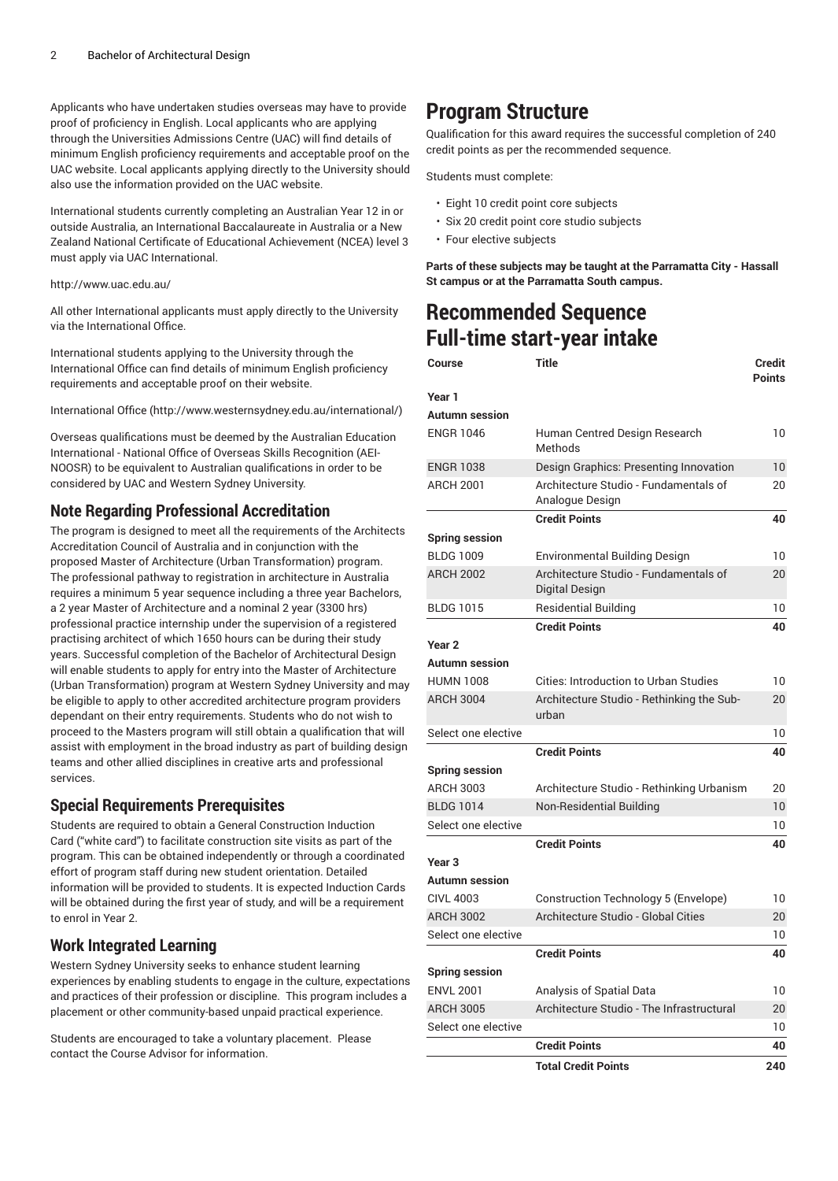Applicants who have undertaken studies overseas may have to provide proof of proficiency in English. Local applicants who are applying through the Universities Admissions Centre (UAC) will find details of minimum English proficiency requirements and acceptable proof on the UAC website. Local applicants applying directly to the University should also use the information provided on the UAC website.

International students currently completing an Australian Year 12 in or outside Australia, an International Baccalaureate in Australia or a New Zealand National Certificate of Educational Achievement (NCEA) level 3 must apply via UAC International.

http://www.uac.edu.au/

All other International applicants must apply directly to the University via the International Office.

International students applying to the University through the International Office can find details of minimum English proficiency requirements and acceptable proof on their website.

International Office (http://www.westernsydney.edu.au/international/)

Overseas qualifications must be deemed by the Australian Education International - National Office of Overseas Skills Recognition (AEI-NOOSR) to be equivalent to Australian qualifications in order to be considered by UAC and Western Sydney University.

## Note Regarding Professional Accreditation

The program is designed to meet all the requirements of the Architects Accreditation Council of Australia and in conjunction with the proposed Master of Architecture (Urban Transformation) program. The professional pathway to registration in architecture in Australia requires a minimum 5 year sequence including a three year Bachelors, a 2 year Master of Architecture and a nominal 2 year (3300 hrs) professional practice internship under the supervision of a registered practising architect of which 1650 hours can be during their study years. Successful completion of the Bachelor of Architectural Design will enable students to apply for entry into the Master of Architecture (Urban Transformation) program at Western Sydney University and may be eligible to apply to other accredited architecture program providers dependant on their entry requirements. Students who do not wish to proceed to the Masters program will still obtain a qualification that will assist with employment in the broad industry as part of building design teams and other allied disciplines in creative arts and professional services.

## Special Requirements Prerequisites

Students are required to obtain a General Construction Induction Card ("white card") to facilitate construction site visits as part of the program. This can be obtained independently or through a coordinated effort of program staff during new student orientation. Detailed information will be provided to students. It is expected Induction Cards will be obtained during the first year of study, and will be a requirement to enrol in Year 2.

## Work Integrated Learning

Western Sydney University seeks to enhance student learning experiences by enabling students to engage in the culture, expectations and practices of their profession or discipline. This program includes a placement or other community-based unpaid practical experience.

Students are encouraged to take a voluntary placement. Please contact the Course Advisor for information.

# Program Structure

Qualification for this award requires the successful completion of 240 credit points as per the recommended sequence.

Students must complete:

- Eight 10 credit point core subjects
- Six 20 credit point core studio subjects
- Four elective subjects

**Parts of these subjects may be taught at the Parramatta City - Hassall St campus or at the Parramatta South campus.**

# Recommended Sequence Full-time start-year intake

| Course | Title | Credit Points |
|---|---|---|
| **Year 1** | | |
| **Autumn session** | | |
| ENGR 1046 | Human Centred Design Research Methods | 10 |
| ENGR 1038 | Design Graphics: Presenting Innovation | 10 |
| ARCH 2001 | Architecture Studio - Fundamentals of Analogue Design | 20 |
| | **Credit Points** | **40** |
| **Spring session** | | |
| BLDG 1009 | Environmental Building Design | 10 |
| ARCH 2002 | Architecture Studio - Fundamentals of Digital Design | 20 |
| BLDG 1015 | Residential Building | 10 |
| | **Credit Points** | **40** |
| **Year 2** | | |
| **Autumn session** | | |
| HUMN 1008 | Cities: Introduction to Urban Studies | 10 |
| ARCH 3004 | Architecture Studio - Rethinking the Sub-urban | 20 |
| Select one elective | | 10 |
| | **Credit Points** | **40** |
| **Spring session** | | |
| ARCH 3003 | Architecture Studio - Rethinking Urbanism | 20 |
| BLDG 1014 | Non-Residential Building | 10 |
| Select one elective | | 10 |
| | **Credit Points** | **40** |
| **Year 3** | | |
| **Autumn session** | | |
| CIVL 4003 | Construction Technology 5 (Envelope) | 10 |
| ARCH 3002 | Architecture Studio - Global Cities | 20 |
| Select one elective | | 10 |
| | **Credit Points** | **40** |
| **Spring session** | | |
| ENVL 2001 | Analysis of Spatial Data | 10 |
| ARCH 3005 | Architecture Studio - The Infrastructural | 20 |
| Select one elective | | 10 |
| | **Credit Points** | **40** |
| | **Total Credit Points** | **240** |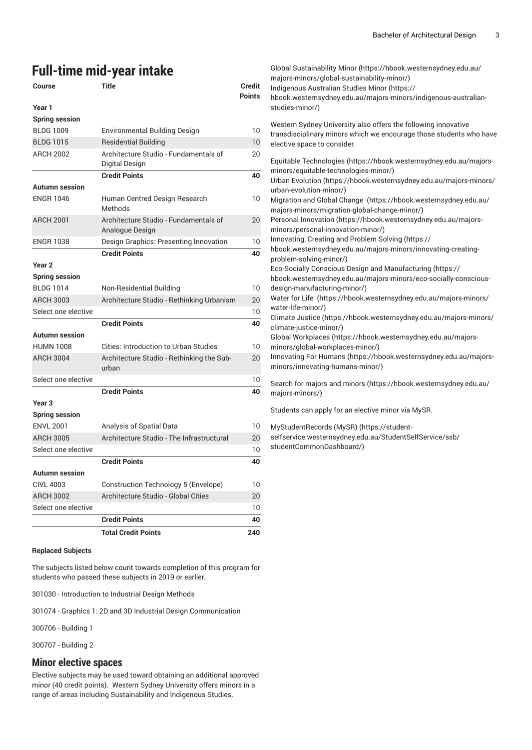## Full-time mid-year intake

| Course | Title | Credit Points |
|---|---|---|
| **Year 1** | | |
| **Spring session** | | |
| BLDG 1009 | Environmental Building Design | 10 |
| BLDG 1015 | Residential Building | 10 |
| ARCH 2002 | Architecture Studio - Fundamentals of Digital Design | 20 |
| | **Credit Points** | **40** |
| **Autumn session** | | |
| ENGR 1046 | Human Centred Design Research Methods | 10 |
| ARCH 2001 | Architecture Studio - Fundamentals of Analogue Design | 20 |
| ENGR 1038 | Design Graphics: Presenting Innovation | 10 |
| | **Credit Points** | **40** |
| **Year 2** | | |
| **Spring session** | | |
| BLDG 1014 | Non-Residential Building | 10 |
| ARCH 3003 | Architecture Studio - Rethinking Urbanism | 20 |
| Select one elective | | 10 |
| | **Credit Points** | **40** |
| **Autumn session** | | |
| HUMN 1008 | Cities: Introduction to Urban Studies | 10 |
| ARCH 3004 | Architecture Studio - Rethinking the Sub-urban | 20 |
| Select one elective | | 10 |
| | **Credit Points** | **40** |
| **Year 3** | | |
| **Spring session** | | |
| ENVL 2001 | Analysis of Spatial Data | 10 |
| ARCH 3005 | Architecture Studio - The Infrastructural | 20 |
| Select one elective | | 10 |
| | **Credit Points** | **40** |
| **Autumn session** | | |
| CIVL 4003 | Construction Technology 5 (Envelope) | 10 |
| ARCH 3002 | Architecture Studio - Global Cities | 20 |
| Select one elective | | 10 |
| | **Credit Points** | **40** |
| | **Total Credit Points** | **240** |

**Replaced Subjects**

The subjects listed below count towards completion of this program for students who passed these subjects in 2019 or earlier.

301030 - Introduction to Industrial Design Methods

301074 - Graphics 1: 2D and 3D Industrial Design Communication

300706 - Building 1

300707 - Building 2

### Minor elective spaces

Elective subjects may be used toward obtaining an additional approved minor (40 credit points). Western Sydney University offers minors in a range of areas including Sustainability and Indigenous Studies.

Global Sustainability Minor (https://hbook.westernsydney.edu.au/majors-minors/global-sustainability-minor/)
Indigenous Australian Studies Minor (https://hbook.westernsydney.edu.au/majors-minors/indigenous-australian-studies-minor/)

Western Sydney University also offers the following innovative transdisciplinary minors which we encourage those students who have elective space to consider.

Equitable Technologies (https://hbook.westernsydney.edu.au/majors-minors/equitable-technologies-minor/)
Urban Evolution (https://hbook.westernsydney.edu.au/majors-minors/urban-evolution-minor/)
Migration and Global Change (https://hbook.westernsydney.edu.au/majors-minors/migration-global-change-minor/)
Personal Innovation (https://hbook.westernsydney.edu.au/majors-minors/personal-innovation-minor/)
Innovating, Creating and Problem Solving (https://hbook.westernsydney.edu.au/majors-minors/innovating-creating-problem-solving-minor/)
Eco-Socially Conscious Design and Manufacturing (https://hbook.westernsydney.edu.au/majors-minors/eco-socially-conscious-design-manufacturing-minor/)
Water for Life (https://hbook.westernsydney.edu.au/majors-minors/water-life-minor/)
Climate Justice (https://hbook.westernsydney.edu.au/majors-minors/climate-justice-minor/)
Global Workplaces (https://hbook.westernsydney.edu.au/majors-minors/global-workplaces-minor/)
Innovating For Humans (https://hbook.westernsydney.edu.au/majors-minors/innovating-humans-minor/)

Search for majors and minors (https://hbook.westernsydney.edu.au/majors-minors/)

Students can apply for an elective minor via MySR.

MyStudentRecords (MySR) (https://student-selfservice.westernsydney.edu.au/StudentSelfService/ssb/studentCommonDashboard/)